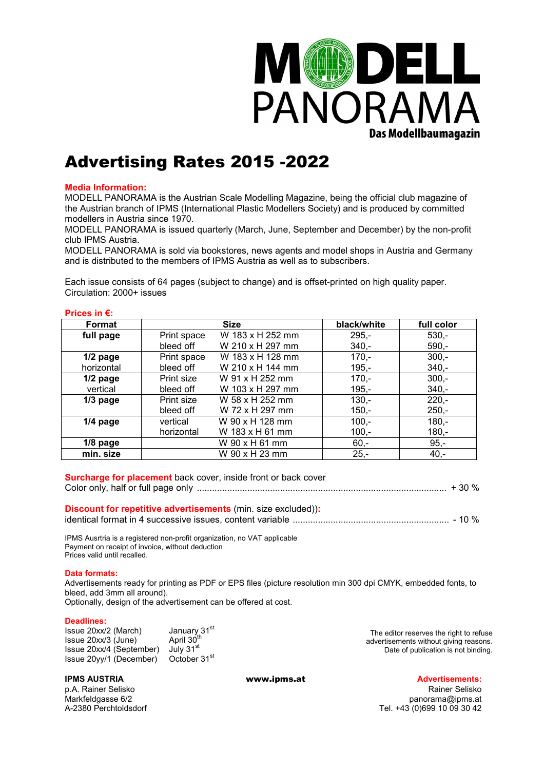MODELL PANORAMA

Das Modellbaumagazin

# Advertising Rates 2015 -2022

**Media Information:**

MODELL PANORAMA is the Austrian Scale Modelling Magazine, being the official club magazine of the Austrian branch of IPMS (International Plastic Modellers Society) and is produced by committed modellers in Austria since 1970.

MODELL PANORAMA is issued quarterly (March, June, September and December) by the non-profit club IPMS Austria.

MODELL PANORAMA is sold via bookstores, news agents and model shops in Austria and Germany and is distributed to the members of IPMS Austria as well as to subscribers.

Each issue consists of 64 pages (subject to change) and is offset-printed on high quality paper.
Circulation: 2000+ issues

**Prices in €:**

| Format | Size | | black/white | full color |
|---|---|---|---|---|
| **full page** | Print space | W 183 x H 252 mm | 295,- | 530,- |
| | bleed off | W 210 x H 297 mm | 340,- | 590,- |
| **1/2 page** | Print space | W 183 x H 128 mm | 170,- | 300,- |
| horizontal | bleed off | W 210 x H 144 mm | 195,- | 340,- |
| **1/2 page** | Print size | W 91 x H 252 mm | 170,- | 300,- |
| vertical | bleed off | W 103 x H 297 mm | 195,- | 340,- |
| **1/3 page** | Print size | W 58 x H 252 mm | 130,- | 220,- |
| | bleed off | W 72 x H 297 mm | 150,- | 250,- |
| **1/4 page** | vertical | W 90 x H 128 mm | 100,- | 180,- |
| | horizontal | W 183 x H 61 mm | 100,- | 180,- |
| **1/8 page** | | W 90 x H 61 mm | 60,- | 95,- |
| **min. size** | | W 90 x H 23 mm | 25,- | 40,- |

**Surcharge for placement** back cover, inside front or back cover
Color only, half or full page only ................................................................................................. + 30 %

**Discount for repetitive advertisements** (min. size excluded)**:**
identical format in 4 successive issues, content variable ............................................................. - 10 %

IPMS Ausrtria is a registered non-profit organization, no VAT applicable
Payment on receipt of invoice, without deduction
Prices valid until recalled.

**Data formats:**

Advertisements ready for printing as PDF or EPS files (picture resolution min 300 dpi CMYK, embedded fonts, to bleed, add 3mm all around).
Optionally, design of the advertisement can be offered at cost.

**Deadlines:**

Issue 20xx/2 (March) January 31st
Issue 20xx/3 (June) April 30th
Issue 20xx/4 (September) July 31st
Issue 20yy/1 (December) October 31st

The editor reserves the right to refuse advertisements without giving reasons.
Date of publication is not binding.

**IPMS AUSTRIA**
p.A. Rainer Selisko
Markfeldgasse 6/2
A-2380 Perchtoldsdorf

**www.ipms.at**

**Advertisements:**
Rainer Selisko
panorama@ipms.at
Tel. +43 (0)699 10 09 30 42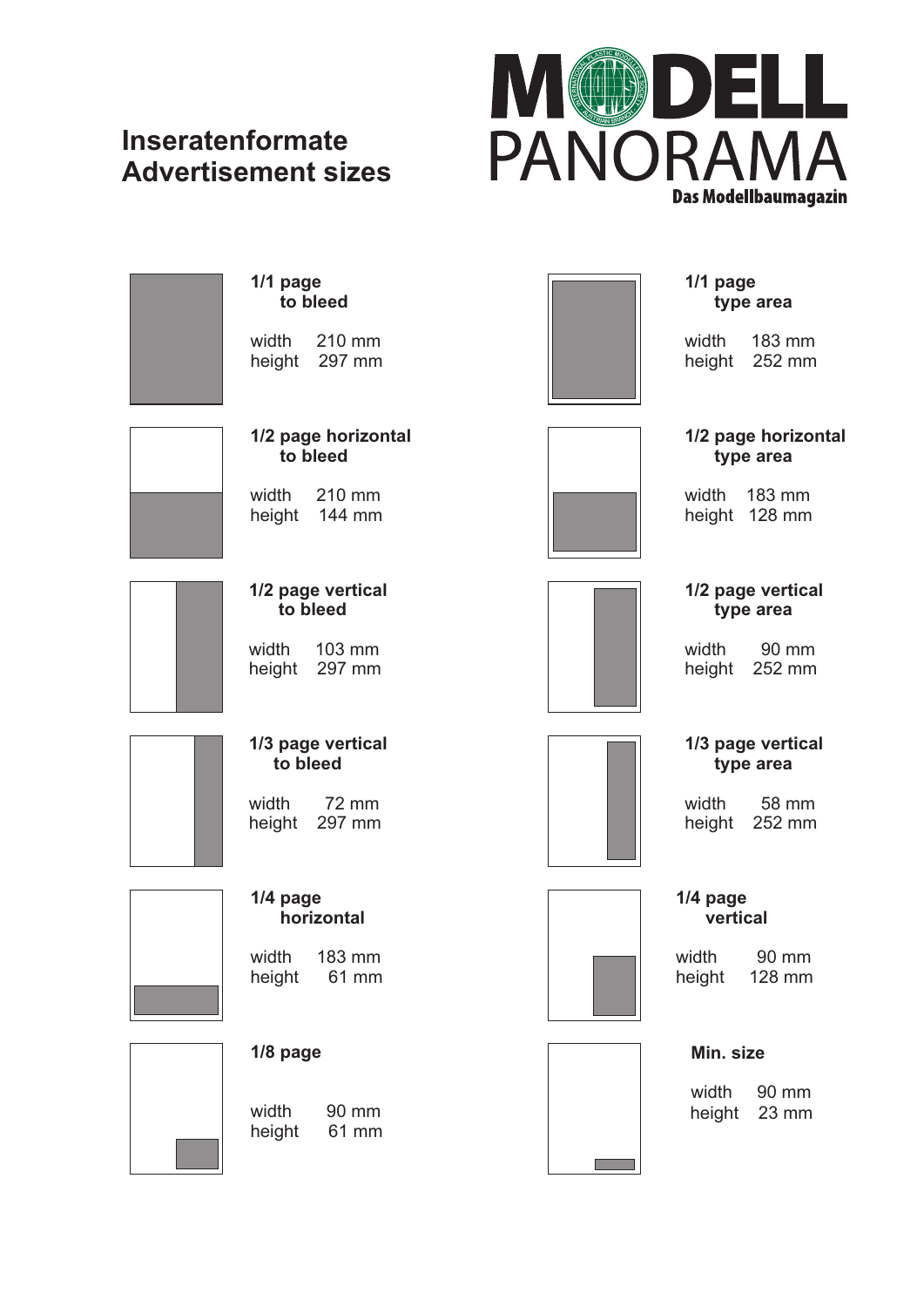# Inseratenformate
# Advertisement sizes

MODELL PANORAMA
Das Modellbaumagazin

**1/1 page**
**to bleed**

width 210 mm
height 297 mm

**1/1 page**
**type area**

width 183 mm
height 252 mm

**1/2 page horizontal**
**to bleed**

width 210 mm
height 144 mm

**1/2 page horizontal**
**type area**

width 183 mm
height 128 mm

**1/2 page vertical**
**to bleed**

width 103 mm
height 297 mm

**1/2 page vertical**
**type area**

width 90 mm
height 252 mm

**1/3 page vertical**
**to bleed**

width 72 mm
height 297 mm

**1/3 page vertical**
**type area**

width 58 mm
height 252 mm

**1/4 page**
**horizontal**

width 183 mm
height 61 mm

**1/4 page**
**vertical**

width 90 mm
height 128 mm

**1/8 page**

width 90 mm
height 61 mm

**Min. size**

width 90 mm
height 23 mm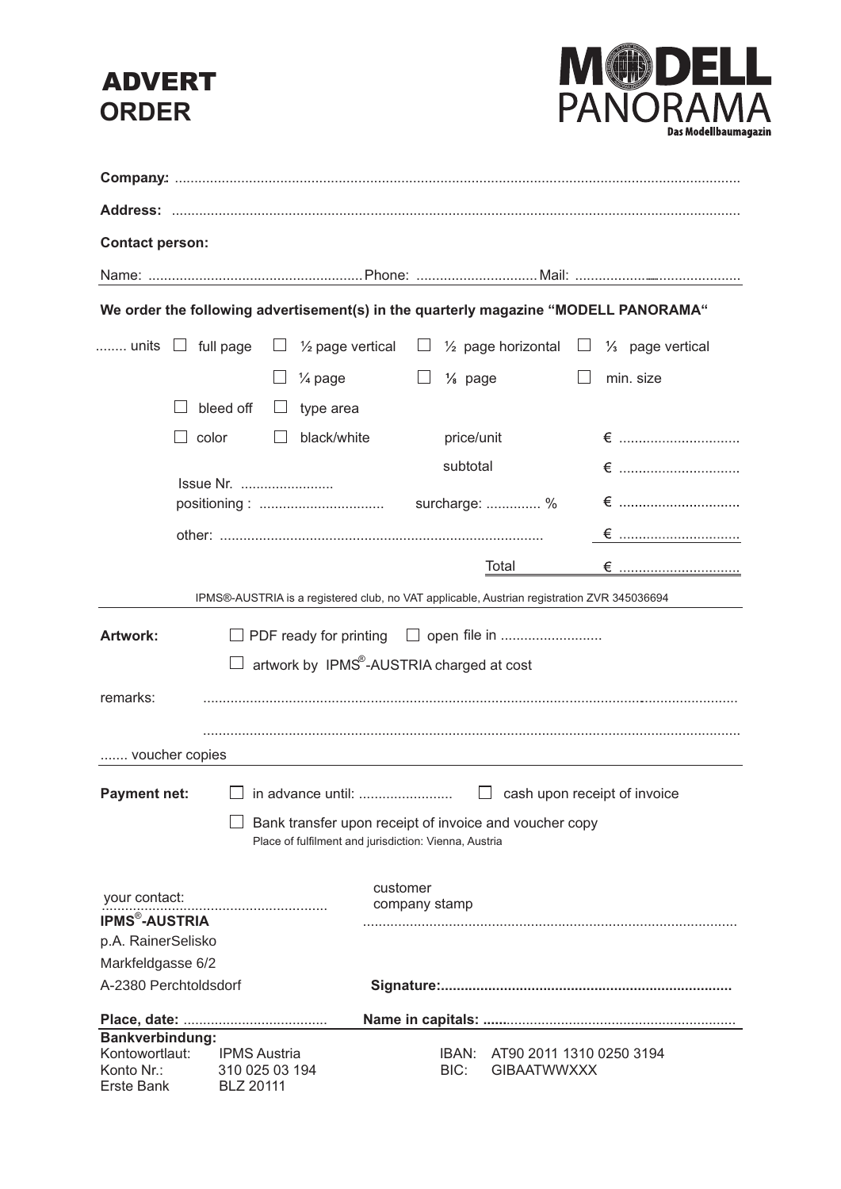# ADVERT ORDER

MODELL PANORAMA
Das Modellbaumagazin

**Company:** ..............................................................................................................................................

**Address:** ..............................................................................................................................................

**Contact person:**

Name: ....................................................... Phone: ............................... Mail: ..........................................

**We order the following advertisement(s) in the quarterly magazine "MODELL PANORAMA"**

........ units ☐ full page ☐ ½ page vertical ☐ ½ page horizontal ☐ ⅓ page vertical

☐ ¼ page ☐ ⅛ page ☐ min. size

☐ bleed off ☐ type area

☐ color ☐ black/white price/unit € ...............................

subtotal € ...............................

Issue Nr. ........................

positioning : ................................ surcharge: .............. % € ...............................

other: .................................................................................. € ...............................

Total € ...............................

IPMS®-AUSTRIA is a registered club, no VAT applicable, Austrian registration ZVR 345036694

**Artwork:** ☐ PDF ready for printing ☐ open file in ..........................

☐ artwork by IPMS®-AUSTRIA charged at cost

remarks: ..........................................................................................................................................

..........................................................................................................................................

....... voucher copies

**Payment net:** ☐ in advance until: ........................ ☐ cash upon receipt of invoice

☐ Bank transfer upon receipt of invoice and voucher copy

Place of fulfilment and jurisdiction: Vienna, Austria

your contact:
.........................................................
**IPMS®-AUSTRIA**
p.A. RainerSelisko
Markfeldgasse 6/2
A-2380 Perchtoldsdorf

customer
company stamp
..............................................................................................

**Signature:**.........................................................................

**Place, date:** .....................................

**Name in capitals:** ...............................................................

**Bankverbindung:**

| | | | |
|---|---|---|---|
| Kontowortlaut: | IPMS Austria | IBAN: | AT90 2011 1310 0250 3194 |
| Konto Nr.: | 310 025 03 194 | BIC: | GIBAATWWXXX |
| Erste Bank | BLZ 20111 | | |